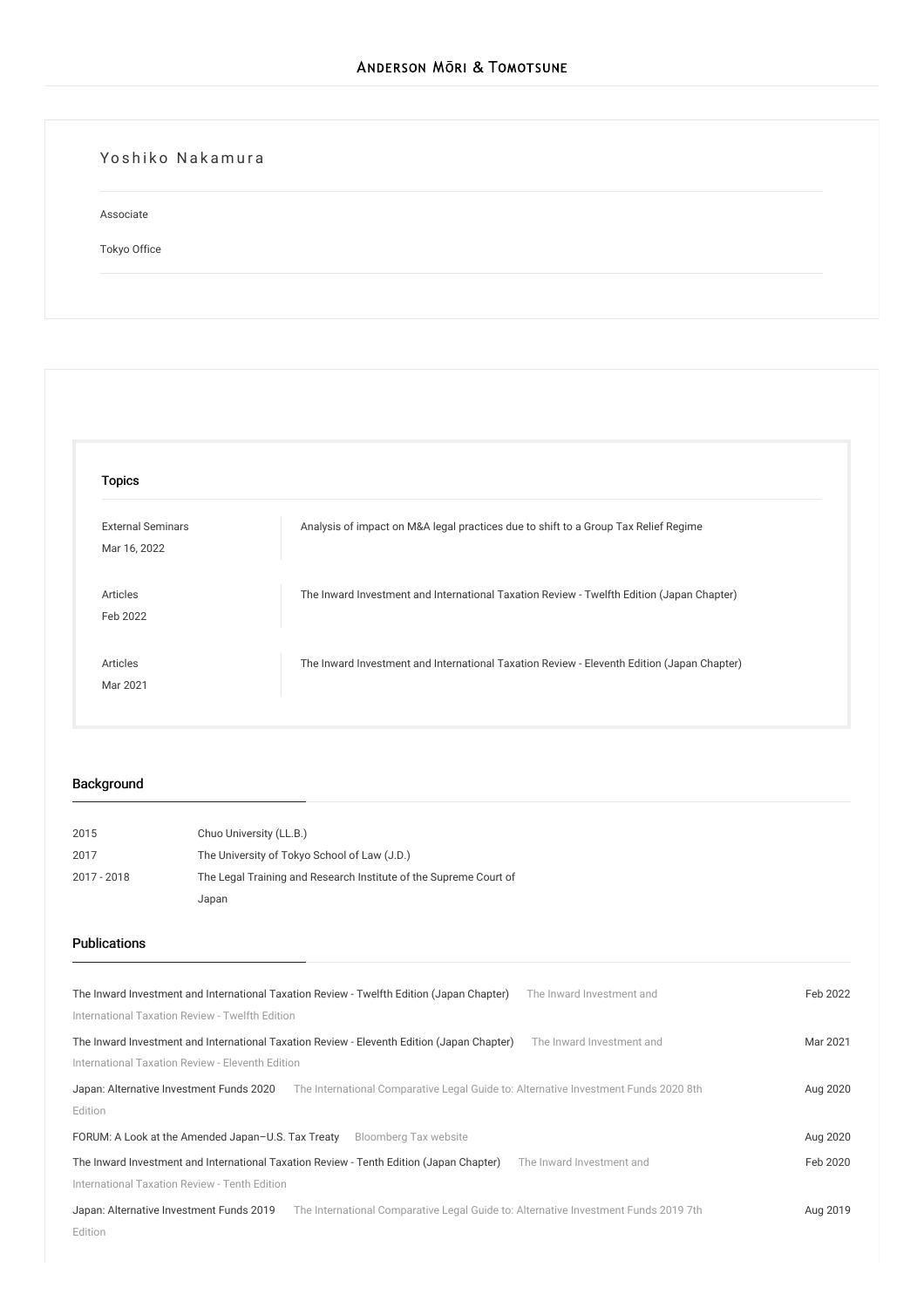# Anderson Mōri & Tomotsune

## Yoshiko Nakamura

Associate

Tokyo Office

### Topics

| | |
|---|---|
| External Seminars<br>Mar 16, 2022 | Analysis of impact on M&A legal practices due to shift to a Group Tax Relief Regime |
| Articles<br>Feb 2022 | The Inward Investment and International Taxation Review - Twelfth Edition (Japan Chapter) |
| Articles<br>Mar 2021 | The Inward Investment and International Taxation Review - Eleventh Edition (Japan Chapter) |

### Background

| | |
|---|---|
| 2015 | Chuo University (LL.B.) |
| 2017 | The University of Tokyo School of Law (J.D.) |
| 2017 - 2018 | The Legal Training and Research Institute of the Supreme Court of Japan |

### Publications

| | |
|---|---|
| The Inward Investment and International Taxation Review - Twelfth Edition (Japan Chapter) — The Inward Investment and International Taxation Review - Twelfth Edition | Feb 2022 |
| The Inward Investment and International Taxation Review - Eleventh Edition (Japan Chapter) — The Inward Investment and International Taxation Review - Eleventh Edition | Mar 2021 |
| Japan: Alternative Investment Funds 2020 — The International Comparative Legal Guide to: Alternative Investment Funds 2020 8th Edition | Aug 2020 |
| FORUM: A Look at the Amended Japan–U.S. Tax Treaty — Bloomberg Tax website | Aug 2020 |
| The Inward Investment and International Taxation Review - Tenth Edition (Japan Chapter) — The Inward Investment and International Taxation Review - Tenth Edition | Feb 2020 |
| Japan: Alternative Investment Funds 2019 — The International Comparative Legal Guide to: Alternative Investment Funds 2019 7th Edition | Aug 2019 |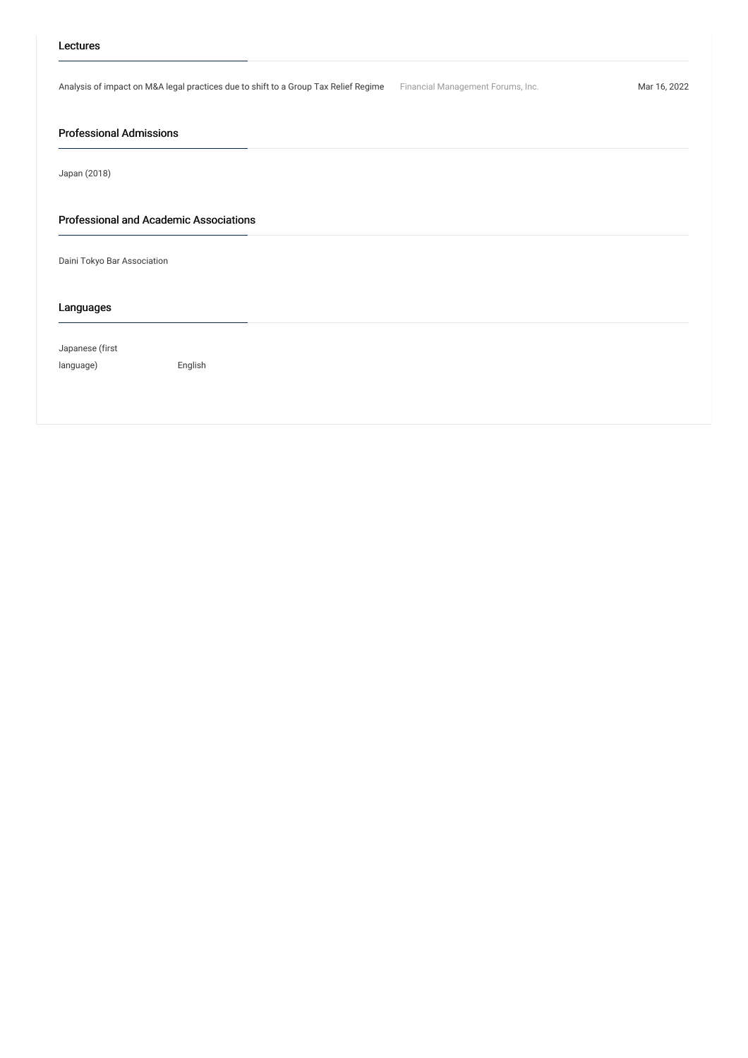## Lectures

| | | |
|---|---|---|
| Analysis of impact on M&A legal practices due to shift to a Group Tax Relief Regime | Financial Management Forums, Inc. | Mar 16, 2022 |

## Professional Admissions

Japan (2018)

## Professional and Academic Associations

Daini Tokyo Bar Association

## Languages

Japanese (first language)

English